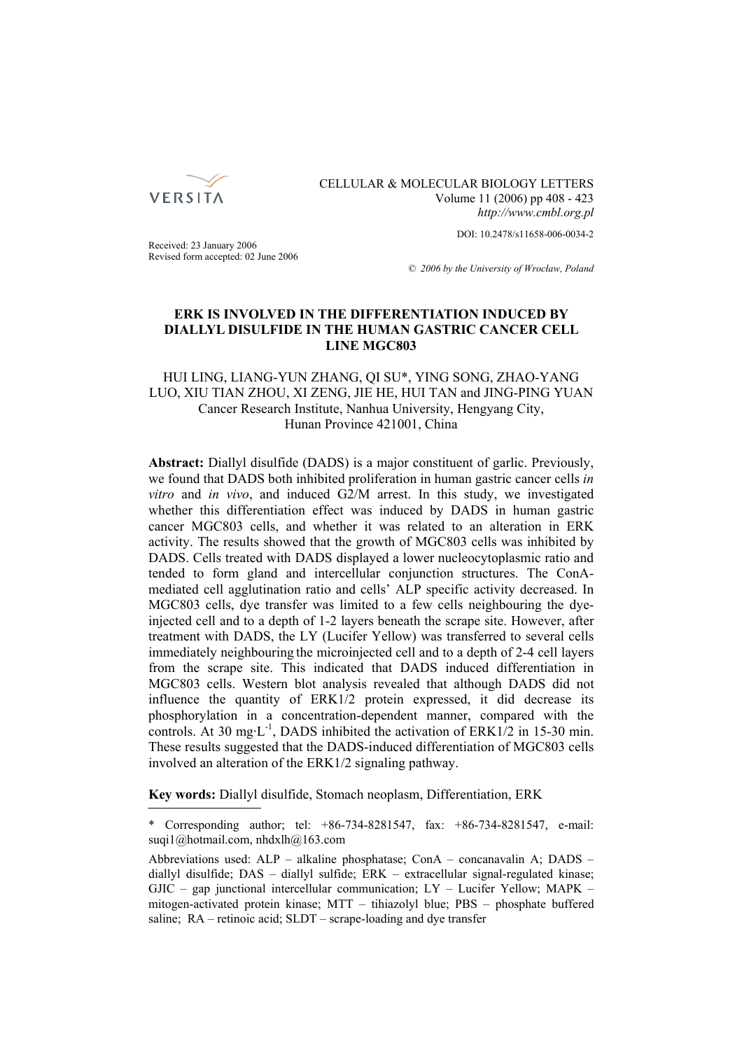CELLULAR & MOLECULAR BIOLOGY LETTERS

Volume 11 (2006) pp 408 - 423

*http://www.cmbl.org.pl*

DOI: 10.2478/s11658-006-0034-2

Received: 23 January 2006

Revised form accepted: 02 June 2006

*© 2006 by the University of Wrocław, Poland*

# ERK IS INVOLVED IN THE DIFFERENTIATION INDUCED BY DIALLYL DISULFIDE IN THE HUMAN GASTRIC CANCER CELL LINE MGC803

HUI LING, LIANG-YUN ZHANG, QI SU*, YING SONG, ZHAO-YANG LUO, XIU TIAN ZHOU, XI ZENG, JIE HE, HUI TAN and JING-PING YUAN

Cancer Research Institute, Nanhua University, Hengyang City, Hunan Province 421001, China

**Abstract:** Diallyl disulfide (DADS) is a major constituent of garlic. Previously, we found that DADS both inhibited proliferation in human gastric cancer cells *in vitro* and *in vivo*, and induced G2/M arrest. In this study, we investigated whether this differentiation effect was induced by DADS in human gastric cancer MGC803 cells, and whether it was related to an alteration in ERK activity. The results showed that the growth of MGC803 cells was inhibited by DADS. Cells treated with DADS displayed a lower nucleocytoplasmic ratio and tended to form gland and intercellular conjunction structures. The ConA-mediated cell agglutination ratio and cells' ALP specific activity decreased. In MGC803 cells, dye transfer was limited to a few cells neighbouring the dye-injected cell and to a depth of 1-2 layers beneath the scrape site. However, after treatment with DADS, the LY (Lucifer Yellow) was transferred to several cells immediately neighbouring the microinjected cell and to a depth of 2-4 cell layers from the scrape site. This indicated that DADS induced differentiation in MGC803 cells. Western blot analysis revealed that although DADS did not influence the quantity of ERK1/2 protein expressed, it did decrease its phosphorylation in a concentration-dependent manner, compared with the controls. At 30 mg·L$^{-1}$, DADS inhibited the activation of ERK1/2 in 15-30 min. These results suggested that the DADS-induced differentiation of MGC803 cells involved an alteration of the ERK1/2 signaling pathway.

**Key words:** Diallyl disulfide, Stomach neoplasm, Differentiation, ERK

---

\* Corresponding author; tel: +86-734-8281547, fax: +86-734-8281547, e-mail: suqi1@hotmail.com, nhdxlh@163.com

Abbreviations used: ALP – alkaline phosphatase; ConA – concanavalin A; DADS – diallyl disulfide; DAS – diallyl sulfide; ERK – extracellular signal-regulated kinase; GJIC – gap junctional intercellular communication; LY – Lucifer Yellow; MAPK – mitogen-activated protein kinase; MTT – tihiazolyl blue; PBS – phosphate buffered saline; RA – retinoic acid; SLDT – scrape-loading and dye transfer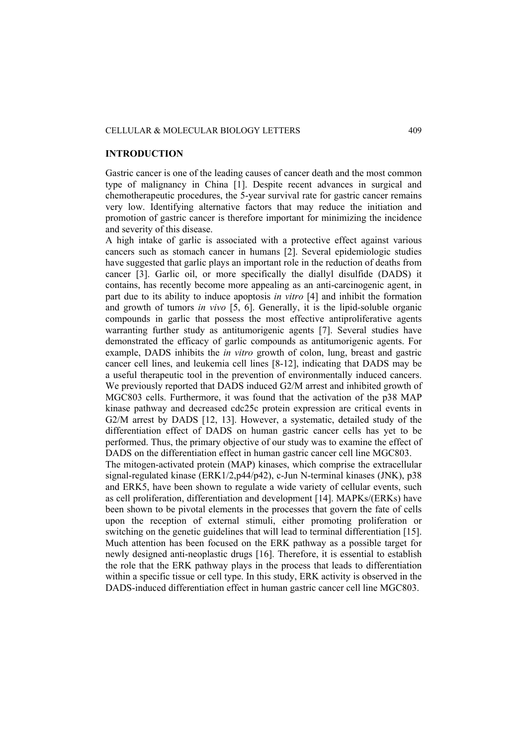## INTRODUCTION

Gastric cancer is one of the leading causes of cancer death and the most common type of malignancy in China [1]. Despite recent advances in surgical and chemotherapeutic procedures, the 5-year survival rate for gastric cancer remains very low. Identifying alternative factors that may reduce the initiation and promotion of gastric cancer is therefore important for minimizing the incidence and severity of this disease.

A high intake of garlic is associated with a protective effect against various cancers such as stomach cancer in humans [2]. Several epidemiologic studies have suggested that garlic plays an important role in the reduction of deaths from cancer [3]. Garlic oil, or more specifically the diallyl disulfide (DADS) it contains, has recently become more appealing as an anti-carcinogenic agent, in part due to its ability to induce apoptosis *in vitro* [4] and inhibit the formation and growth of tumors *in vivo* [5, 6]. Generally, it is the lipid-soluble organic compounds in garlic that possess the most effective antiproliferative agents warranting further study as antitumorigenic agents [7]. Several studies have demonstrated the efficacy of garlic compounds as antitumorigenic agents. For example, DADS inhibits the *in vitro* growth of colon, lung, breast and gastric cancer cell lines, and leukemia cell lines [8-12], indicating that DADS may be a useful therapeutic tool in the prevention of environmentally induced cancers. We previously reported that DADS induced G2/M arrest and inhibited growth of MGC803 cells. Furthermore, it was found that the activation of the p38 MAP kinase pathway and decreased cdc25c protein expression are critical events in G2/M arrest by DADS [12, 13]. However, a systematic, detailed study of the differentiation effect of DADS on human gastric cancer cells has yet to be performed. Thus, the primary objective of our study was to examine the effect of DADS on the differentiation effect in human gastric cancer cell line MGC803.

The mitogen-activated protein (MAP) kinases, which comprise the extracellular signal-regulated kinase (ERK1/2,p44/p42), c-Jun N-terminal kinases (JNK), p38 and ERK5, have been shown to regulate a wide variety of cellular events, such as cell proliferation, differentiation and development [14]. MAPKs/(ERKs) have been shown to be pivotal elements in the processes that govern the fate of cells upon the reception of external stimuli, either promoting proliferation or switching on the genetic guidelines that will lead to terminal differentiation [15]. Much attention has been focused on the ERK pathway as a possible target for newly designed anti-neoplastic drugs [16]. Therefore, it is essential to establish the role that the ERK pathway plays in the process that leads to differentiation within a specific tissue or cell type. In this study, ERK activity is observed in the DADS-induced differentiation effect in human gastric cancer cell line MGC803.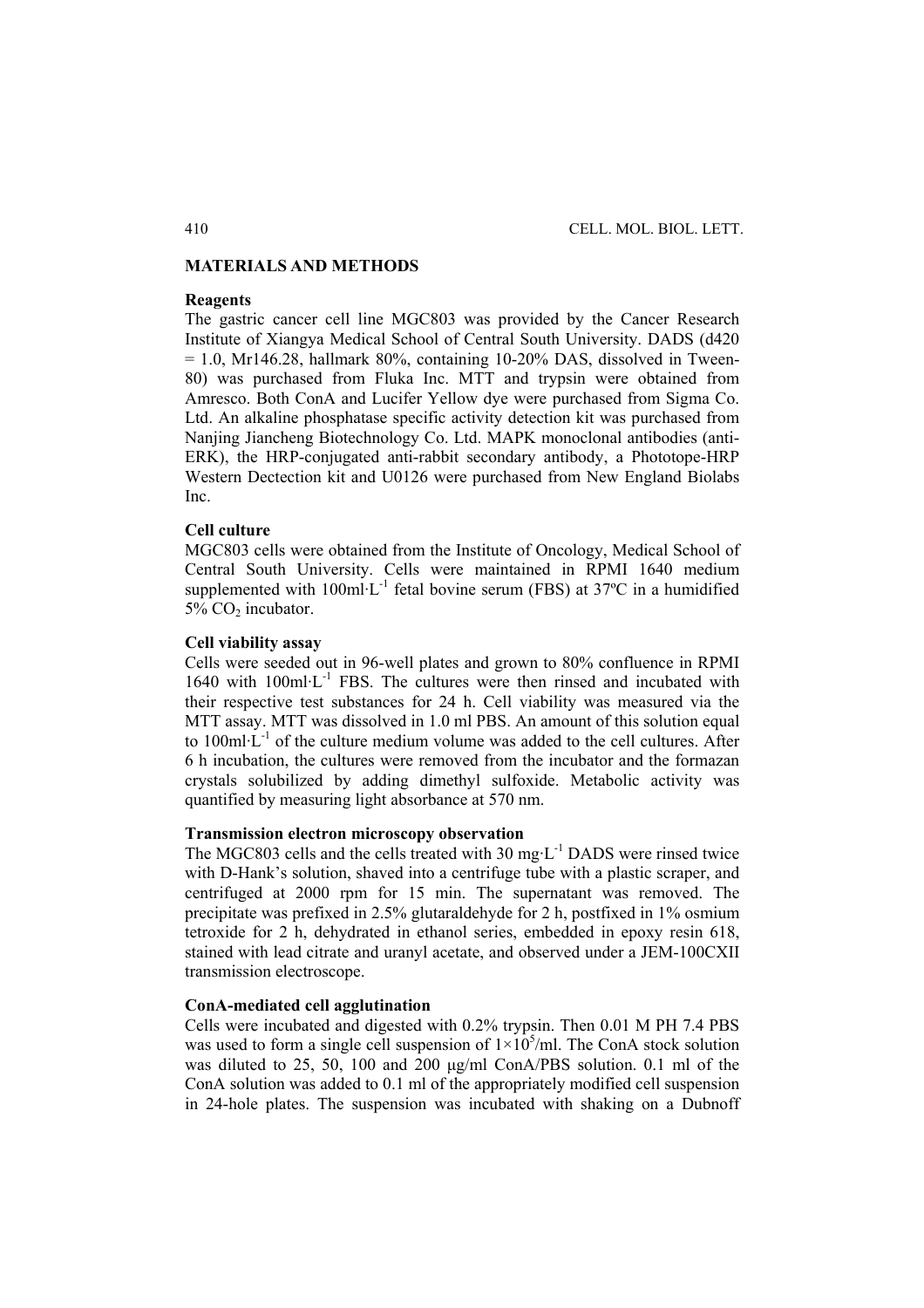## MATERIALS AND METHODS

### Reagents

The gastric cancer cell line MGC803 was provided by the Cancer Research Institute of Xiangya Medical School of Central South University. DADS (d420 = 1.0, Mr146.28, hallmark 80%, containing 10-20% DAS, dissolved in Tween-80) was purchased from Fluka Inc. MTT and trypsin were obtained from Amresco. Both ConA and Lucifer Yellow dye were purchased from Sigma Co. Ltd. An alkaline phosphatase specific activity detection kit was purchased from Nanjing Jiancheng Biotechnology Co. Ltd. MAPK monoclonal antibodies (anti-ERK), the HRP-conjugated anti-rabbit secondary antibody, a Phototope-HRP Western Dectection kit and U0126 were purchased from New England Biolabs Inc.

### Cell culture

MGC803 cells were obtained from the Institute of Oncology, Medical School of Central South University. Cells were maintained in RPMI 1640 medium supplemented with $100 \text{ml}\cdot\text{L}^{-1}$ fetal bovine serum (FBS) at 37ºC in a humidified 5% $CO_2$ incubator.

### Cell viability assay

Cells were seeded out in 96-well plates and grown to 80% confluence in RPMI 1640 with $100 \text{ml}\cdot\text{L}^{-1}$ FBS. The cultures were then rinsed and incubated with their respective test substances for 24 h. Cell viability was measured via the MTT assay. MTT was dissolved in 1.0 ml PBS. An amount of this solution equal to $100 \text{ml}\cdot\text{L}^{-1}$ of the culture medium volume was added to the cell cultures. After 6 h incubation, the cultures were removed from the incubator and the formazan crystals solubilized by adding dimethyl sulfoxide. Metabolic activity was quantified by measuring light absorbance at 570 nm.

### Transmission electron microscopy observation

The MGC803 cells and the cells treated with 30 $\text{mg}\cdot\text{L}^{-1}$ DADS were rinsed twice with D-Hank's solution, shaved into a centrifuge tube with a plastic scraper, and centrifuged at 2000 rpm for 15 min. The supernatant was removed. The precipitate was prefixed in 2.5% glutaraldehyde for 2 h, postfixed in 1% osmium tetroxide for 2 h, dehydrated in ethanol series, embedded in epoxy resin 618, stained with lead citrate and uranyl acetate, and observed under a JEM-100CXII transmission electroscope.

### ConA-mediated cell agglutination

Cells were incubated and digested with 0.2% trypsin. Then 0.01 M PH 7.4 PBS was used to form a single cell suspension of $1\times10^5$/ml. The ConA stock solution was diluted to 25, 50, 100 and 200 μg/ml ConA/PBS solution. 0.1 ml of the ConA solution was added to 0.1 ml of the appropriately modified cell suspension in 24-hole plates. The suspension was incubated with shaking on a Dubnoff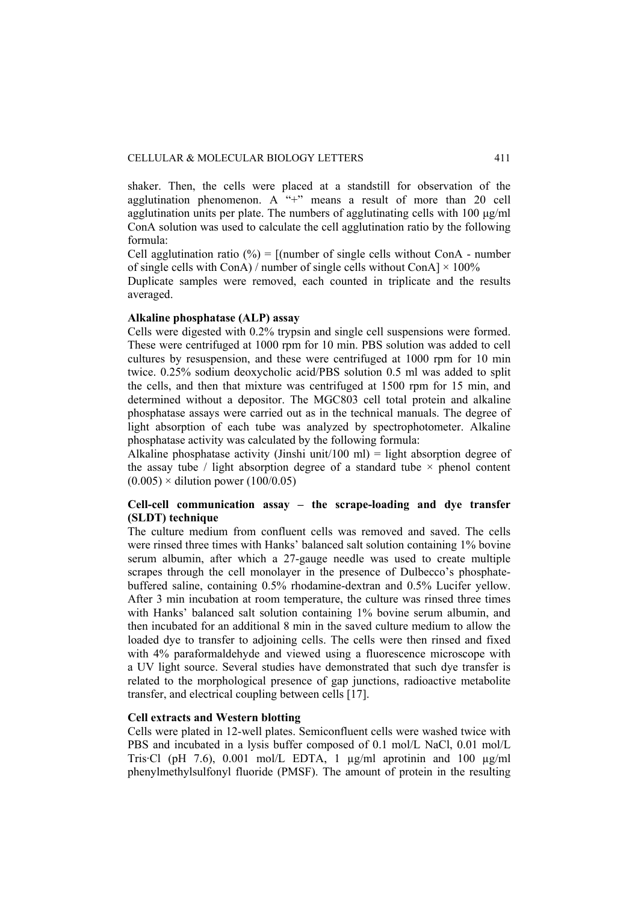shaker. Then, the cells were placed at a standstill for observation of the agglutination phenomenon. A "+" means a result of more than 20 cell agglutination units per plate. The numbers of agglutinating cells with 100 μg/ml ConA solution was used to calculate the cell agglutination ratio by the following formula:

Cell agglutination ratio (%) = [(number of single cells without ConA - number of single cells with ConA) / number of single cells without ConA] × 100%

Duplicate samples were removed, each counted in triplicate and the results averaged.

**Alkaline phosphatase (ALP) assay**

Cells were digested with 0.2% trypsin and single cell suspensions were formed. These were centrifuged at 1000 rpm for 10 min. PBS solution was added to cell cultures by resuspension, and these were centrifuged at 1000 rpm for 10 min twice. 0.25% sodium deoxycholic acid/PBS solution 0.5 ml was added to split the cells, and then that mixture was centrifuged at 1500 rpm for 15 min, and determined without a depositor. The MGC803 cell total protein and alkaline phosphatase assays were carried out as in the technical manuals. The degree of light absorption of each tube was analyzed by spectrophotometer. Alkaline phosphatase activity was calculated by the following formula:

Alkaline phosphatase activity (Jinshi unit/100 ml) = light absorption degree of the assay tube / light absorption degree of a standard tube × phenol content (0.005) × dilution power (100/0.05)

**Cell-cell communication assay – the scrape-loading and dye transfer (SLDT) technique**

The culture medium from confluent cells was removed and saved. The cells were rinsed three times with Hanks' balanced salt solution containing 1% bovine serum albumin, after which a 27-gauge needle was used to create multiple scrapes through the cell monolayer in the presence of Dulbecco's phosphate-buffered saline, containing 0.5% rhodamine-dextran and 0.5% Lucifer yellow. After 3 min incubation at room temperature, the culture was rinsed three times with Hanks' balanced salt solution containing 1% bovine serum albumin, and then incubated for an additional 8 min in the saved culture medium to allow the loaded dye to transfer to adjoining cells. The cells were then rinsed and fixed with 4% paraformaldehyde and viewed using a fluorescence microscope with a UV light source. Several studies have demonstrated that such dye transfer is related to the morphological presence of gap junctions, radioactive metabolite transfer, and electrical coupling between cells [17].

**Cell extracts and Western blotting**

Cells were plated in 12-well plates. Semiconfluent cells were washed twice with PBS and incubated in a lysis buffer composed of 0.1 mol/L NaCl, 0.01 mol/L Tris·Cl (pH 7.6), 0.001 mol/L EDTA, 1 μg/ml aprotinin and 100 μg/ml phenylmethylsulfonyl fluoride (PMSF). The amount of protein in the resulting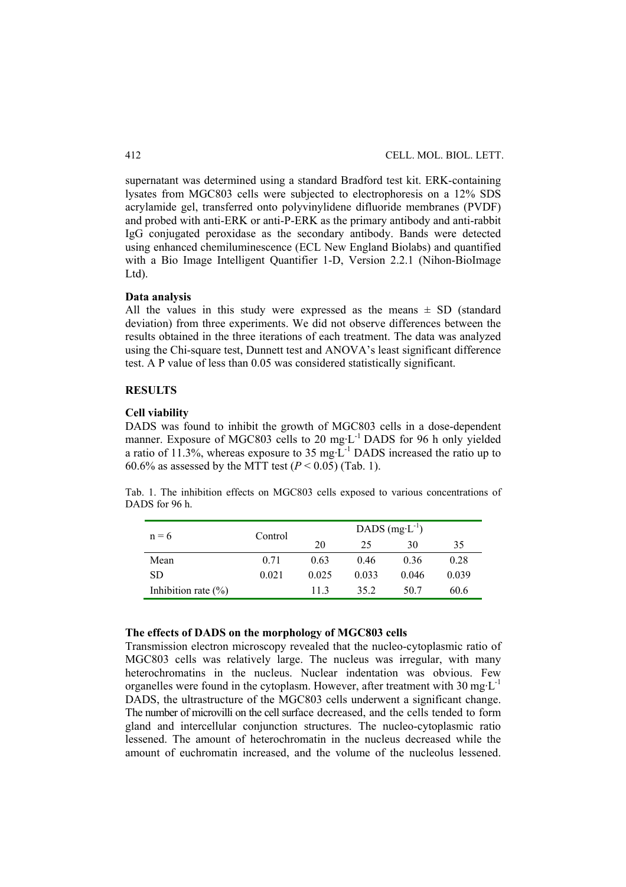supernatant was determined using a standard Bradford test kit. ERK-containing lysates from MGC803 cells were subjected to electrophoresis on a 12% SDS acrylamide gel, transferred onto polyvinylidene difluoride membranes (PVDF) and probed with anti-ERK or anti-P-ERK as the primary antibody and anti-rabbit IgG conjugated peroxidase as the secondary antibody. Bands were detected using enhanced chemiluminescence (ECL New England Biolabs) and quantified with a Bio Image Intelligent Quantifier 1-D, Version 2.2.1 (Nihon-BioImage Ltd).

### Data analysis

All the values in this study were expressed as the means ± SD (standard deviation) from three experiments. We did not observe differences between the results obtained in the three iterations of each treatment. The data was analyzed using the Chi-square test, Dunnett test and ANOVA's least significant difference test. A P value of less than 0.05 was considered statistically significant.

## RESULTS

### Cell viability

DADS was found to inhibit the growth of MGC803 cells in a dose-dependent manner. Exposure of MGC803 cells to 20 $mg \cdot L^{-1}$ DADS for 96 h only yielded a ratio of 11.3%, whereas exposure to 35 $mg \cdot L^{-1}$ DADS increased the ratio up to 60.6% as assessed by the MTT test ($P < 0.05$) (Tab. 1).

Tab. 1. The inhibition effects on MGC803 cells exposed to various concentrations of DADS for 96 h.

| n = 6 | Control | DADS ($mg \cdot L^{-1}$) | | | |
|---|---|---|---|---|---|
| | | 20 | 25 | 30 | 35 |
| Mean | 0.71 | 0.63 | 0.46 | 0.36 | 0.28 |
| SD | 0.021 | 0.025 | 0.033 | 0.046 | 0.039 |
| Inhibition rate (%) | | 11.3 | 35.2 | 50.7 | 60.6 |

### The effects of DADS on the morphology of MGC803 cells

Transmission electron microscopy revealed that the nucleo-cytoplasmic ratio of MGC803 cells was relatively large. The nucleus was irregular, with many heterochromatins in the nucleus. Nuclear indentation was obvious. Few organelles were found in the cytoplasm. However, after treatment with 30 $mg \cdot L^{-1}$ DADS, the ultrastructure of the MGC803 cells underwent a significant change. The number of microvilli on the cell surface decreased, and the cells tended to form gland and intercellular conjunction structures. The nucleo-cytoplasmic ratio lessened. The amount of heterochromatin in the nucleus decreased while the amount of euchromatin increased, and the volume of the nucleolus lessened.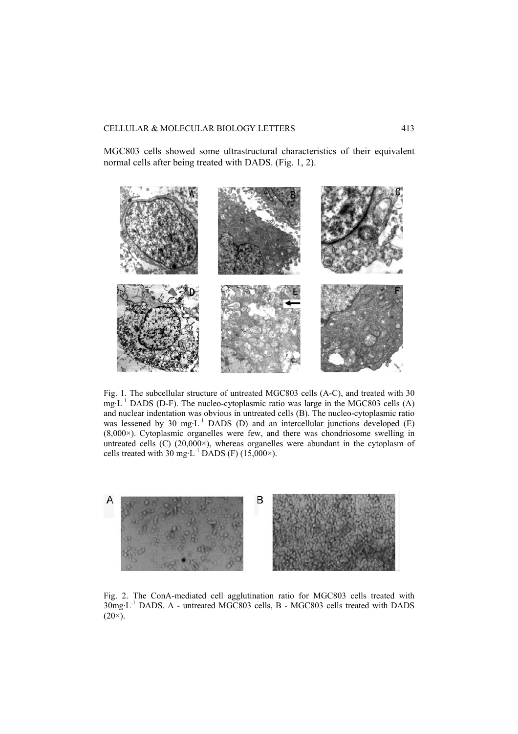MGC803 cells showed some ultrastructural characteristics of their equivalent normal cells after being treated with DADS. (Fig. 1, 2).

Fig. 1. The subcellular structure of untreated MGC803 cells (A-C), and treated with 30 $mg \cdot L^{-1}$ DADS (D-F). The nucleo-cytoplasmic ratio was large in the MGC803 cells (A) and nuclear indentation was obvious in untreated cells (B). The nucleo-cytoplasmic ratio was lessened by 30 $mg \cdot L^{-1}$ DADS (D) and an intercellular junctions developed (E) (8,000×). Cytoplasmic organelles were few, and there was chondriosome swelling in untreated cells (C) (20,000×), whereas organelles were abundant in the cytoplasm of cells treated with 30 $mg \cdot L^{-1}$ DADS (F) (15,000×).

Fig. 2. The ConA-mediated cell agglutination ratio for MGC803 cells treated with 30$mg \cdot L^{-1}$ DADS. A - untreated MGC803 cells, B - MGC803 cells treated with DADS (20×).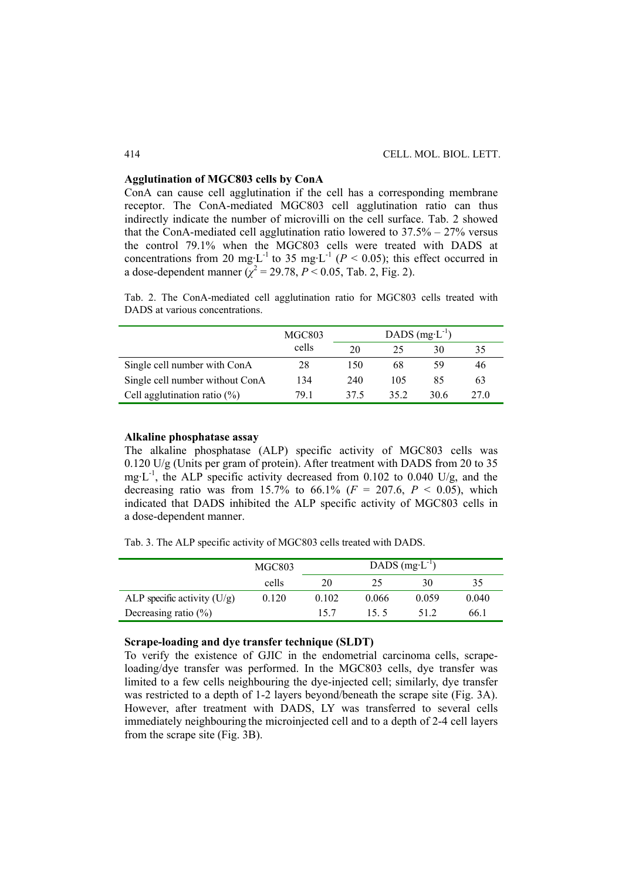### Agglutination of MGC803 cells by ConA

ConA can cause cell agglutination if the cell has a corresponding membrane receptor. The ConA-mediated MGC803 cell agglutination ratio can thus indirectly indicate the number of microvilli on the cell surface. Tab. 2 showed that the ConA-mediated cell agglutination ratio lowered to 37.5% – 27% versus the control 79.1% when the MGC803 cells were treated with DADS at concentrations from 20 mg·L$^{-1}$ to 35 mg·L$^{-1}$ ($P < 0.05$); this effect occurred in a dose-dependent manner ($\chi^2 = 29.78$, $P < 0.05$, Tab. 2, Fig. 2).

Tab. 2. The ConA-mediated cell agglutination ratio for MGC803 cells treated with DADS at various concentrations.

| | MGC803 cells | DADS (mg·L$^{-1}$) | | | |
|---|---|---|---|---|---|
| | | 20 | 25 | 30 | 35 |
| Single cell number with ConA | 28 | 150 | 68 | 59 | 46 |
| Single cell number without ConA | 134 | 240 | 105 | 85 | 63 |
| Cell agglutination ratio (%) | 79.1 | 37.5 | 35.2 | 30.6 | 27.0 |

### Alkaline phosphatase assay

The alkaline phosphatase (ALP) specific activity of MGC803 cells was 0.120 U/g (Units per gram of protein). After treatment with DADS from 20 to 35 mg·L$^{-1}$, the ALP specific activity decreased from 0.102 to 0.040 U/g, and the decreasing ratio was from 15.7% to 66.1% ($F = 207.6$, $P < 0.05$), which indicated that DADS inhibited the ALP specific activity of MGC803 cells in a dose-dependent manner.

Tab. 3. The ALP specific activity of MGC803 cells treated with DADS.

| | MGC803 cells | DADS (mg·L$^{-1}$) | | | |
|---|---|---|---|---|---|
| | | 20 | 25 | 30 | 35 |
| ALP specific activity (U/g) | 0.120 | 0.102 | 0.066 | 0.059 | 0.040 |
| Decreasing ratio (%) | | 15.7 | 15. 5 | 51.2 | 66.1 |

### Scrape-loading and dye transfer technique (SLDT)

To verify the existence of GJIC in the endometrial carcinoma cells, scrape-loading/dye transfer was performed. In the MGC803 cells, dye transfer was limited to a few cells neighbouring the dye-injected cell; similarly, dye transfer was restricted to a depth of 1-2 layers beyond/beneath the scrape site (Fig. 3A). However, after treatment with DADS, LY was transferred to several cells immediately neighbouring the microinjected cell and to a depth of 2-4 cell layers from the scrape site (Fig. 3B).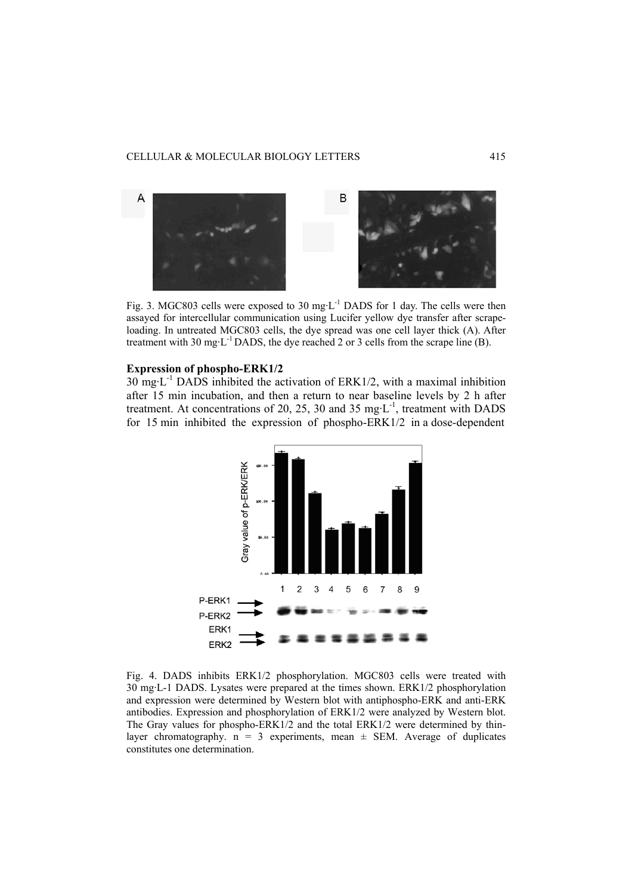Fig. 3. MGC803 cells were exposed to 30 mg·L$^{-1}$ DADS for 1 day. The cells were then assayed for intercellular communication using Lucifer yellow dye transfer after scrape-loading. In untreated MGC803 cells, the dye spread was one cell layer thick (A). After treatment with 30 mg·L$^{-1}$ DADS, the dye reached 2 or 3 cells from the scrape line (B).

**Expression of phospho-ERK1/2**

30 mg·L$^{-1}$ DADS inhibited the activation of ERK1/2, with a maximal inhibition after 15 min incubation, and then a return to near baseline levels by 2 h after treatment. At concentrations of 20, 25, 30 and 35 mg·L$^{-1}$, treatment with DADS for 15 min inhibited the expression of phospho-ERK1/2 in a dose-dependent

Fig. 4. DADS inhibits ERK1/2 phosphorylation. MGC803 cells were treated with 30 mg·L-1 DADS. Lysates were prepared at the times shown. ERK1/2 phosphorylation and expression were determined by Western blot with antiphospho-ERK and anti-ERK antibodies. Expression and phosphorylation of ERK1/2 were analyzed by Western blot. The Gray values for phospho-ERK1/2 and the total ERK1/2 were determined by thin-layer chromatography. n = 3 experiments, mean ± SEM. Average of duplicates constitutes one determination.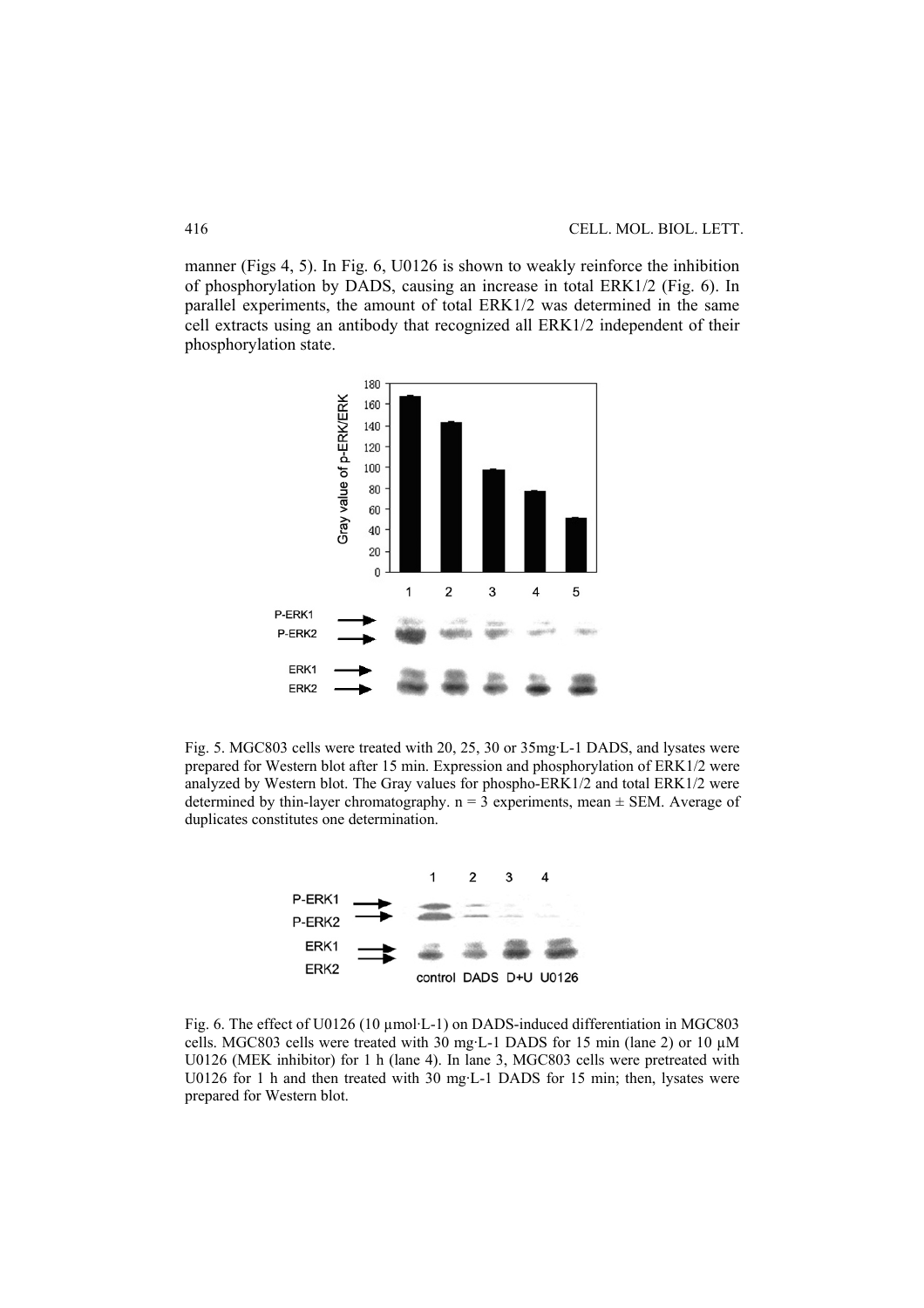manner (Figs 4, 5). In Fig. 6, U0126 is shown to weakly reinforce the inhibition of phosphorylation by DADS, causing an increase in total ERK1/2 (Fig. 6). In parallel experiments, the amount of total ERK1/2 was determined in the same cell extracts using an antibody that recognized all ERK1/2 independent of their phosphorylation state.

Fig. 5. MGC803 cells were treated with 20, 25, 30 or 35mg·L-1 DADS, and lysates were prepared for Western blot after 15 min. Expression and phosphorylation of ERK1/2 were analyzed by Western blot. The Gray values for phospho-ERK1/2 and total ERK1/2 were determined by thin-layer chromatography. n = 3 experiments, mean ± SEM. Average of duplicates constitutes one determination.

Fig. 6. The effect of U0126 (10 μmol·L-1) on DADS-induced differentiation in MGC803 cells. MGC803 cells were treated with 30 mg·L-1 DADS for 15 min (lane 2) or 10 μM U0126 (MEK inhibitor) for 1 h (lane 4). In lane 3, MGC803 cells were pretreated with U0126 for 1 h and then treated with 30 mg·L-1 DADS for 15 min; then, lysates were prepared for Western blot.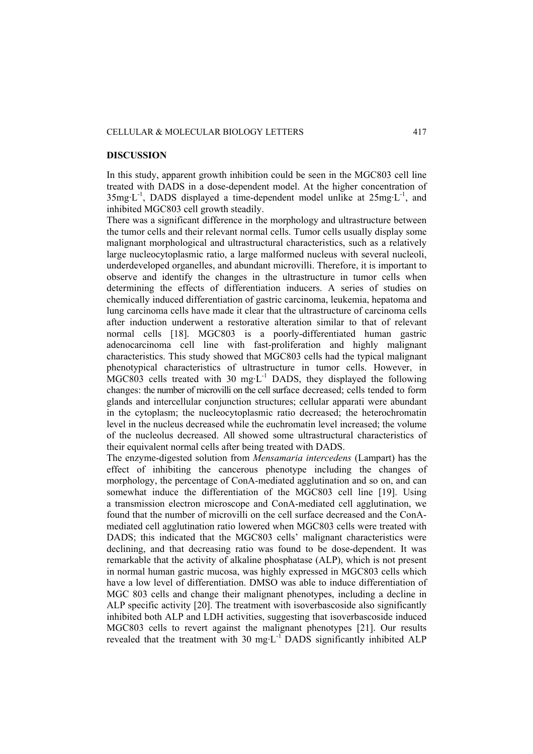## DISCUSSION

In this study, apparent growth inhibition could be seen in the MGC803 cell line treated with DADS in a dose-dependent model. At the higher concentration of $35 mg \cdot L^{-1}$, DADS displayed a time-dependent model unlike at $25 mg \cdot L^{-1}$, and inhibited MGC803 cell growth steadily.

There was a significant difference in the morphology and ultrastructure between the tumor cells and their relevant normal cells. Tumor cells usually display some malignant morphological and ultrastructural characteristics, such as a relatively large nucleocytoplasmic ratio, a large malformed nucleus with several nucleoli, underdeveloped organelles, and abundant microvilli. Therefore, it is important to observe and identify the changes in the ultrastructure in tumor cells when determining the effects of differentiation inducers. A series of studies on chemically induced differentiation of gastric carcinoma, leukemia, hepatoma and lung carcinoma cells have made it clear that the ultrastructure of carcinoma cells after induction underwent a restorative alteration similar to that of relevant normal cells [18]. MGC803 is a poorly-differentiated human gastric adenocarcinoma cell line with fast-proliferation and highly malignant characteristics. This study showed that MGC803 cells had the typical malignant phenotypical characteristics of ultrastructure in tumor cells. However, in MGC803 cells treated with $30 mg \cdot L^{-1}$ DADS, they displayed the following changes: the number of microvilli on the cell surface decreased; cells tended to form glands and intercellular conjunction structures; cellular apparati were abundant in the cytoplasm; the nucleocytoplasmic ratio decreased; the heterochromatin level in the nucleus decreased while the euchromatin level increased; the volume of the nucleolus decreased. All showed some ultrastructural characteristics of their equivalent normal cells after being treated with DADS.

The enzyme-digested solution from *Mensamaria intercedens* (Lampart) has the effect of inhibiting the cancerous phenotype including the changes of morphology, the percentage of ConA-mediated agglutination and so on, and can somewhat induce the differentiation of the MGC803 cell line [19]. Using a transmission electron microscope and ConA-mediated cell agglutination, we found that the number of microvilli on the cell surface decreased and the ConA-mediated cell agglutination ratio lowered when MGC803 cells were treated with DADS; this indicated that the MGC803 cells' malignant characteristics were declining, and that decreasing ratio was found to be dose-dependent. It was remarkable that the activity of alkaline phosphatase (ALP), which is not present in normal human gastric mucosa, was highly expressed in MGC803 cells which have a low level of differentiation. DMSO was able to induce differentiation of MGC 803 cells and change their malignant phenotypes, including a decline in ALP specific activity [20]. The treatment with isoverbascoside also significantly inhibited both ALP and LDH activities, suggesting that isoverbascoside induced MGC803 cells to revert against the malignant phenotypes [21]. Our results revealed that the treatment with $30 mg \cdot L^{-1}$ DADS significantly inhibited ALP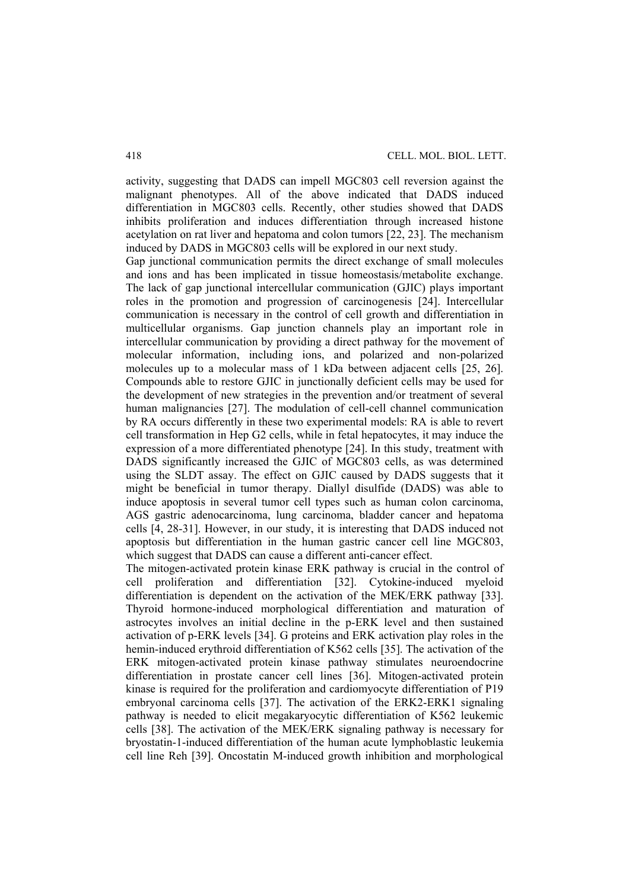activity, suggesting that DADS can impell MGC803 cell reversion against the malignant phenotypes. All of the above indicated that DADS induced differentiation in MGC803 cells. Recently, other studies showed that DADS inhibits proliferation and induces differentiation through increased histone acetylation on rat liver and hepatoma and colon tumors [22, 23]. The mechanism induced by DADS in MGC803 cells will be explored in our next study.

Gap junctional communication permits the direct exchange of small molecules and ions and has been implicated in tissue homeostasis/metabolite exchange. The lack of gap junctional intercellular communication (GJIC) plays important roles in the promotion and progression of carcinogenesis [24]. Intercellular communication is necessary in the control of cell growth and differentiation in multicellular organisms. Gap junction channels play an important role in intercellular communication by providing a direct pathway for the movement of molecular information, including ions, and polarized and non-polarized molecules up to a molecular mass of 1 kDa between adjacent cells [25, 26]. Compounds able to restore GJIC in junctionally deficient cells may be used for the development of new strategies in the prevention and/or treatment of several human malignancies [27]. The modulation of cell-cell channel communication by RA occurs differently in these two experimental models: RA is able to revert cell transformation in Hep G2 cells, while in fetal hepatocytes, it may induce the expression of a more differentiated phenotype [24]. In this study, treatment with DADS significantly increased the GJIC of MGC803 cells, as was determined using the SLDT assay. The effect on GJIC caused by DADS suggests that it might be beneficial in tumor therapy. Diallyl disulfide (DADS) was able to induce apoptosis in several tumor cell types such as human colon carcinoma, AGS gastric adenocarcinoma, lung carcinoma, bladder cancer and hepatoma cells [4, 28-31]. However, in our study, it is interesting that DADS induced not apoptosis but differentiation in the human gastric cancer cell line MGC803, which suggest that DADS can cause a different anti-cancer effect.

The mitogen-activated protein kinase ERK pathway is crucial in the control of cell proliferation and differentiation [32]. Cytokine-induced myeloid differentiation is dependent on the activation of the MEK/ERK pathway [33]. Thyroid hormone-induced morphological differentiation and maturation of astrocytes involves an initial decline in the p-ERK level and then sustained activation of p-ERK levels [34]. G proteins and ERK activation play roles in the hemin-induced erythroid differentiation of K562 cells [35]. The activation of the ERK mitogen-activated protein kinase pathway stimulates neuroendocrine differentiation in prostate cancer cell lines [36]. Mitogen-activated protein kinase is required for the proliferation and cardiomyocyte differentiation of P19 embryonal carcinoma cells [37]. The activation of the ERK2-ERK1 signaling pathway is needed to elicit megakaryocytic differentiation of K562 leukemic cells [38]. The activation of the MEK/ERK signaling pathway is necessary for bryostatin-1-induced differentiation of the human acute lymphoblastic leukemia cell line Reh [39]. Oncostatin M-induced growth inhibition and morphological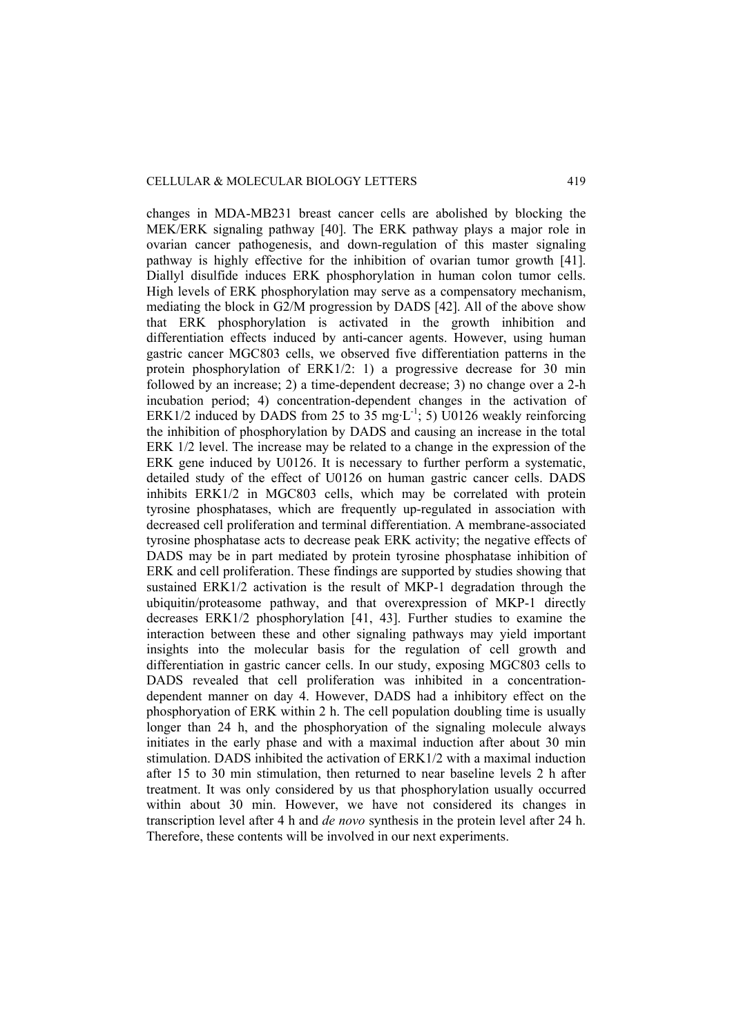changes in MDA-MB231 breast cancer cells are abolished by blocking the MEK/ERK signaling pathway [40]. The ERK pathway plays a major role in ovarian cancer pathogenesis, and down-regulation of this master signaling pathway is highly effective for the inhibition of ovarian tumor growth [41]. Diallyl disulfide induces ERK phosphorylation in human colon tumor cells. High levels of ERK phosphorylation may serve as a compensatory mechanism, mediating the block in G2/M progression by DADS [42]. All of the above show that ERK phosphorylation is activated in the growth inhibition and differentiation effects induced by anti-cancer agents. However, using human gastric cancer MGC803 cells, we observed five differentiation patterns in the protein phosphorylation of ERK1/2: 1) a progressive decrease for 30 min followed by an increase; 2) a time-dependent decrease; 3) no change over a 2-h incubation period; 4) concentration-dependent changes in the activation of ERK1/2 induced by DADS from 25 to 35 $mg \cdot L^{-1}$; 5) U0126 weakly reinforcing the inhibition of phosphorylation by DADS and causing an increase in the total ERK 1/2 level. The increase may be related to a change in the expression of the ERK gene induced by U0126. It is necessary to further perform a systematic, detailed study of the effect of U0126 on human gastric cancer cells. DADS inhibits ERK1/2 in MGC803 cells, which may be correlated with protein tyrosine phosphatases, which are frequently up-regulated in association with decreased cell proliferation and terminal differentiation. A membrane-associated tyrosine phosphatase acts to decrease peak ERK activity; the negative effects of DADS may be in part mediated by protein tyrosine phosphatase inhibition of ERK and cell proliferation. These findings are supported by studies showing that sustained ERK1/2 activation is the result of MKP-1 degradation through the ubiquitin/proteasome pathway, and that overexpression of MKP-1 directly decreases ERK1/2 phosphorylation [41, 43]. Further studies to examine the interaction between these and other signaling pathways may yield important insights into the molecular basis for the regulation of cell growth and differentiation in gastric cancer cells. In our study, exposing MGC803 cells to DADS revealed that cell proliferation was inhibited in a concentration-dependent manner on day 4. However, DADS had a inhibitory effect on the phosphoryation of ERK within 2 h. The cell population doubling time is usually longer than 24 h, and the phosphoryation of the signaling molecule always initiates in the early phase and with a maximal induction after about 30 min stimulation. DADS inhibited the activation of ERK1/2 with a maximal induction after 15 to 30 min stimulation, then returned to near baseline levels 2 h after treatment. It was only considered by us that phosphorylation usually occurred within about 30 min. However, we have not considered its changes in transcription level after 4 h and *de novo* synthesis in the protein level after 24 h. Therefore, these contents will be involved in our next experiments.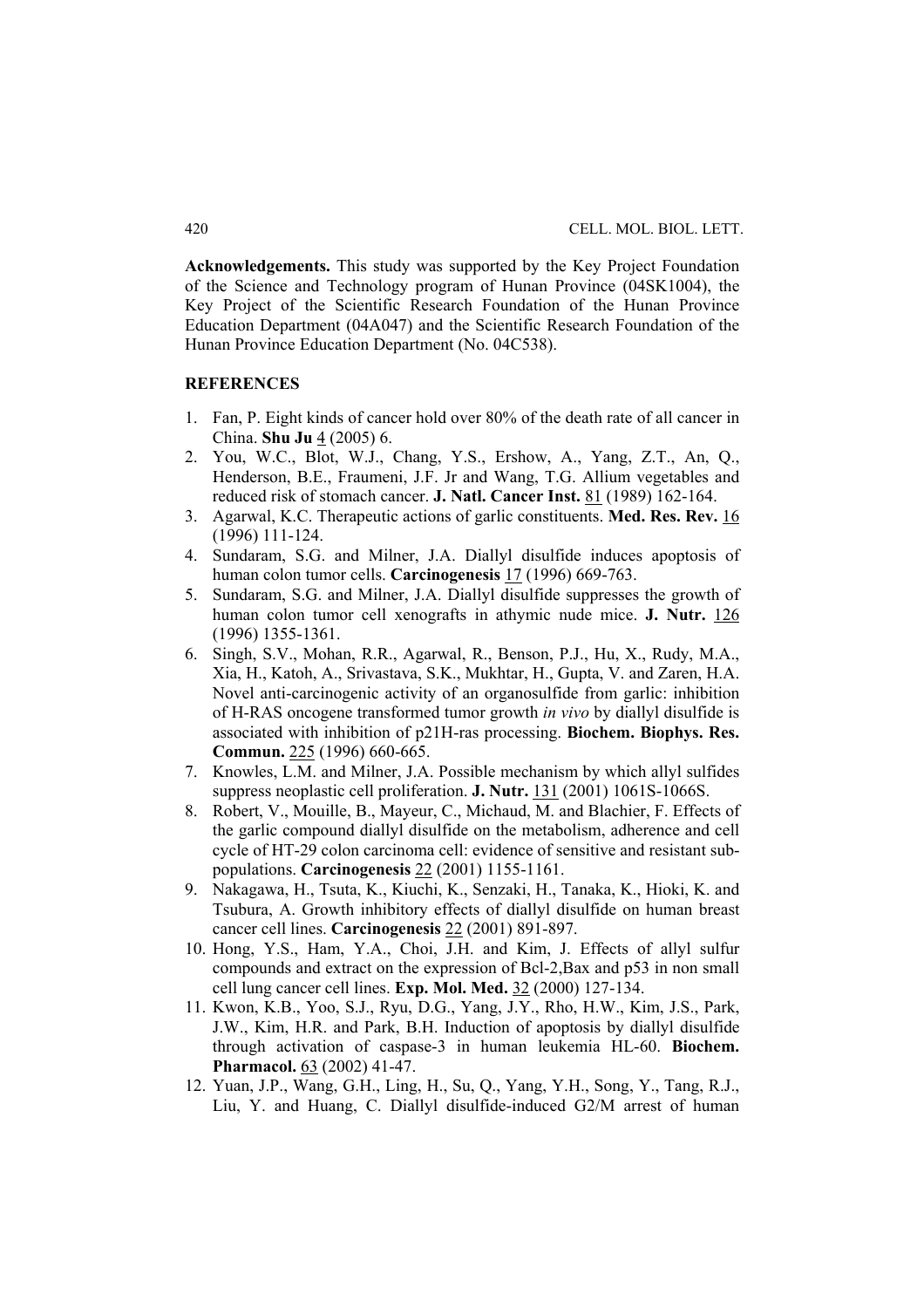**Acknowledgements.** This study was supported by the Key Project Foundation of the Science and Technology program of Hunan Province (04SK1004), the Key Project of the Scientific Research Foundation of the Hunan Province Education Department (04A047) and the Scientific Research Foundation of the Hunan Province Education Department (No. 04C538).

## REFERENCES

1. Fan, P. Eight kinds of cancer hold over 80% of the death rate of all cancer in China. **Shu Ju** 4 (2005) 6.
2. You, W.C., Blot, W.J., Chang, Y.S., Ershow, A., Yang, Z.T., An, Q., Henderson, B.E., Fraumeni, J.F. Jr and Wang, T.G. Allium vegetables and reduced risk of stomach cancer. **J. Natl. Cancer Inst.** 81 (1989) 162-164.
3. Agarwal, K.C. Therapeutic actions of garlic constituents. **Med. Res. Rev.** 16 (1996) 111-124.
4. Sundaram, S.G. and Milner, J.A. Diallyl disulfide induces apoptosis of human colon tumor cells. **Carcinogenesis** 17 (1996) 669-763.
5. Sundaram, S.G. and Milner, J.A. Diallyl disulfide suppresses the growth of human colon tumor cell xenografts in athymic nude mice. **J. Nutr.** 126 (1996) 1355-1361.
6. Singh, S.V., Mohan, R.R., Agarwal, R., Benson, P.J., Hu, X., Rudy, M.A., Xia, H., Katoh, A., Srivastava, S.K., Mukhtar, H., Gupta, V. and Zaren, H.A. Novel anti-carcinogenic activity of an organosulfide from garlic: inhibition of H-RAS oncogene transformed tumor growth *in vivo* by diallyl disulfide is associated with inhibition of p21H-ras processing. **Biochem. Biophys. Res. Commun.** 225 (1996) 660-665.
7. Knowles, L.M. and Milner, J.A. Possible mechanism by which allyl sulfides suppress neoplastic cell proliferation. **J. Nutr.** 131 (2001) 1061S-1066S.
8. Robert, V., Mouille, B., Mayeur, C., Michaud, M. and Blachier, F. Effects of the garlic compound diallyl disulfide on the metabolism, adherence and cell cycle of HT-29 colon carcinoma cell: evidence of sensitive and resistant sub-populations. **Carcinogenesis** 22 (2001) 1155-1161.
9. Nakagawa, H., Tsuta, K., Kiuchi, K., Senzaki, H., Tanaka, K., Hioki, K. and Tsubura, A. Growth inhibitory effects of diallyl disulfide on human breast cancer cell lines. **Carcinogenesis** 22 (2001) 891-897.
10. Hong, Y.S., Ham, Y.A., Choi, J.H. and Kim, J. Effects of allyl sulfur compounds and extract on the expression of Bcl-2,Bax and p53 in non small cell lung cancer cell lines. **Exp. Mol. Med.** 32 (2000) 127-134.
11. Kwon, K.B., Yoo, S.J., Ryu, D.G., Yang, J.Y., Rho, H.W., Kim, J.S., Park, J.W., Kim, H.R. and Park, B.H. Induction of apoptosis by diallyl disulfide through activation of caspase-3 in human leukemia HL-60. **Biochem. Pharmacol.** 63 (2002) 41-47.
12. Yuan, J.P., Wang, G.H., Ling, H., Su, Q., Yang, Y.H., Song, Y., Tang, R.J., Liu, Y. and Huang, C. Diallyl disulfide-induced G2/M arrest of human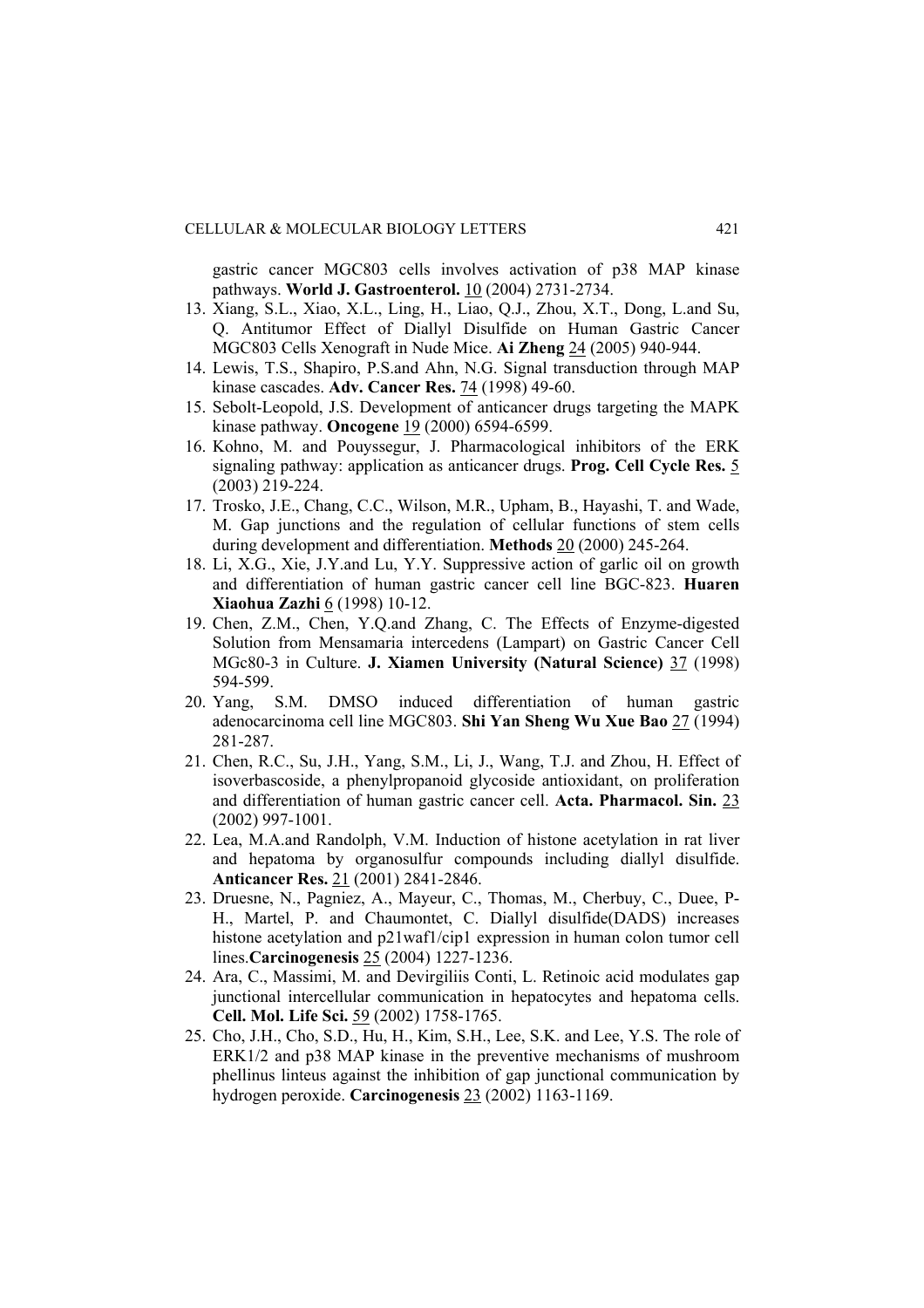gastric cancer MGC803 cells involves activation of p38 MAP kinase pathways. **World J. Gastroenterol.** 10 (2004) 2731-2734.

13. Xiang, S.L., Xiao, X.L., Ling, H., Liao, Q.J., Zhou, X.T., Dong, L.and Su, Q. Antitumor Effect of Diallyl Disulfide on Human Gastric Cancer MGC803 Cells Xenograft in Nude Mice. **Ai Zheng** 24 (2005) 940-944.
14. Lewis, T.S., Shapiro, P.S.and Ahn, N.G. Signal transduction through MAP kinase cascades. **Adv. Cancer Res.** 74 (1998) 49-60.
15. Sebolt-Leopold, J.S. Development of anticancer drugs targeting the MAPK kinase pathway. **Oncogene** 19 (2000) 6594-6599.
16. Kohno, M. and Pouyssegur, J. Pharmacological inhibitors of the ERK signaling pathway: application as anticancer drugs. **Prog. Cell Cycle Res.** 5 (2003) 219-224.
17. Trosko, J.E., Chang, C.C., Wilson, M.R., Upham, B., Hayashi, T. and Wade, M. Gap junctions and the regulation of cellular functions of stem cells during development and differentiation. **Methods** 20 (2000) 245-264.
18. Li, X.G., Xie, J.Y.and Lu, Y.Y. Suppressive action of garlic oil on growth and differentiation of human gastric cancer cell line BGC-823. **Huaren Xiaohua Zazhi** 6 (1998) 10-12.
19. Chen, Z.M., Chen, Y.Q.and Zhang, C. The Effects of Enzyme-digested Solution from Mensamaria intercedens (Lampart) on Gastric Cancer Cell MGc80-3 in Culture. **J. Xiamen University (Natural Science)** 37 (1998) 594-599.
20. Yang, S.M. DMSO induced differentiation of human gastric adenocarcinoma cell line MGC803. **Shi Yan Sheng Wu Xue Bao** 27 (1994) 281-287.
21. Chen, R.C., Su, J.H., Yang, S.M., Li, J., Wang, T.J. and Zhou, H. Effect of isoverbascoside, a phenylpropanoid glycoside antioxidant, on proliferation and differentiation of human gastric cancer cell. **Acta. Pharmacol. Sin.** 23 (2002) 997-1001.
22. Lea, M.A.and Randolph, V.M. Induction of histone acetylation in rat liver and hepatoma by organosulfur compounds including diallyl disulfide. **Anticancer Res.** 21 (2001) 2841-2846.
23. Druesne, N., Pagniez, A., Mayeur, C., Thomas, M., Cherbuy, C., Duee, P-H., Martel, P. and Chaumontet, C. Diallyl disulfide(DADS) increases histone acetylation and p21waf1/cip1 expression in human colon tumor cell lines.**Carcinogenesis** 25 (2004) 1227-1236.
24. Ara, C., Massimi, M. and Devirgiliis Conti, L. Retinoic acid modulates gap junctional intercellular communication in hepatocytes and hepatoma cells. **Cell. Mol. Life Sci.** 59 (2002) 1758-1765.
25. Cho, J.H., Cho, S.D., Hu, H., Kim, S.H., Lee, S.K. and Lee, Y.S. The role of ERK1/2 and p38 MAP kinase in the preventive mechanisms of mushroom phellinus linteus against the inhibition of gap junctional communication by hydrogen peroxide. **Carcinogenesis** 23 (2002) 1163-1169.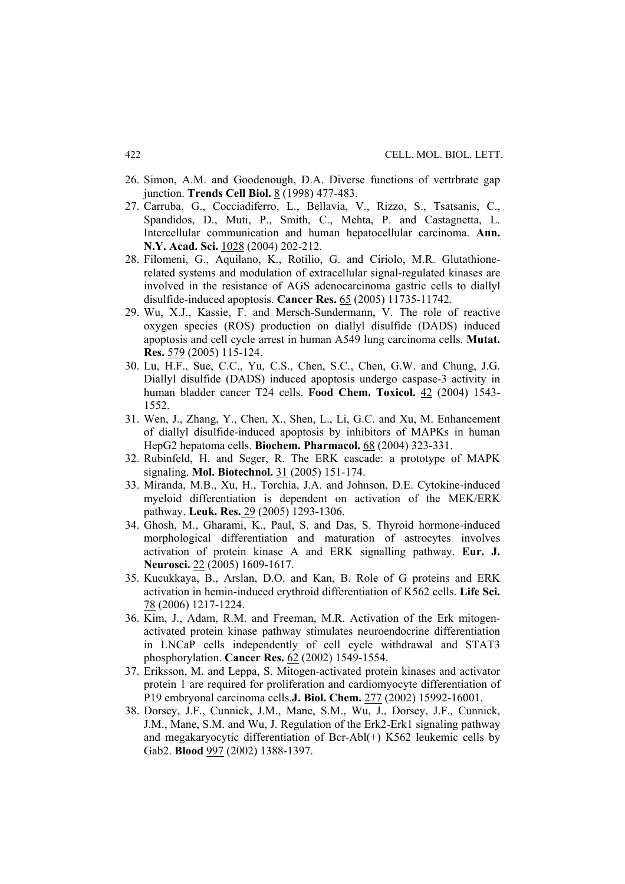26. Simon, A.M. and Goodenough, D.A. Diverse functions of vertrbrate gap junction. **Trends Cell Biol.** 8 (1998) 477-483.
27. Carruba, G., Cocciadiferro, L., Bellavia, V., Rizzo, S., Tsatsanis, C., Spandidos, D., Muti, P., Smith, C., Mehta, P. and Castagnetta, L. Intercellular communication and human hepatocellular carcinoma. **Ann. N.Y. Acad. Sci.** 1028 (2004) 202-212.
28. Filomeni, G., Aquilano, K., Rotilio, G. and Ciriolo, M.R. Glutathione-related systems and modulation of extracellular signal-regulated kinases are involved in the resistance of AGS adenocarcinoma gastric cells to diallyl disulfide-induced apoptosis. **Cancer Res.** 65 (2005) 11735-11742.
29. Wu, X.J., Kassie, F. and Mersch-Sundermann, V. The role of reactive oxygen species (ROS) production on diallyl disulfide (DADS) induced apoptosis and cell cycle arrest in human A549 lung carcinoma cells. **Mutat. Res.** 579 (2005) 115-124.
30. Lu, H.F., Sue, C.C., Yu, C.S., Chen, S.C., Chen, G.W. and Chung, J.G. Diallyl disulfide (DADS) induced apoptosis undergo caspase-3 activity in human bladder cancer T24 cells. **Food Chem. Toxicol.** 42 (2004) 1543-1552.
31. Wen, J., Zhang, Y., Chen, X., Shen, L., Li, G.C. and Xu, M. Enhancement of diallyl disulfide-induced apoptosis by inhibitors of MAPKs in human HepG2 hepatoma cells. **Biochem. Pharmacol.** 68 (2004) 323-331.
32. Rubinfeld, H. and Seger, R. The ERK cascade: a prototype of MAPK signaling. **Mol. Biotechnol.** 31 (2005) 151-174.
33. Miranda, M.B., Xu, H., Torchia, J.A. and Johnson, D.E. Cytokine-induced myeloid differentiation is dependent on activation of the MEK/ERK pathway. **Leuk. Res.** 29 (2005) 1293-1306.
34. Ghosh, M., Gharami, K., Paul, S. and Das, S. Thyroid hormone-induced morphological differentiation and maturation of astrocytes involves activation of protein kinase A and ERK signalling pathway. **Eur. J. Neurosci.** 22 (2005) 1609-1617.
35. Kucukkaya, B., Arslan, D.O. and Kan, B. Role of G proteins and ERK activation in hemin-induced erythroid differentiation of K562 cells. **Life Sci.** 78 (2006) 1217-1224.
36. Kim, J., Adam, R.M. and Freeman, M.R. Activation of the Erk mitogen-activated protein kinase pathway stimulates neuroendocrine differentiation in LNCaP cells independently of cell cycle withdrawal and STAT3 phosphorylation. **Cancer Res.** 62 (2002) 1549-1554.
37. Eriksson, M. and Leppa, S. Mitogen-activated protein kinases and activator protein 1 are required for proliferation and cardiomyocyte differentiation of P19 embryonal carcinoma cells.**J. Biol. Chem.** 277 (2002) 15992-16001.
38. Dorsey, J.F., Cunnick, J.M., Mane, S.M., Wu, J., Dorsey, J.F., Cunnick, J.M., Mane, S.M. and Wu, J. Regulation of the Erk2-Erk1 signaling pathway and megakaryocytic differentiation of Bcr-Abl(+) K562 leukemic cells by Gab2. **Blood** 997 (2002) 1388-1397.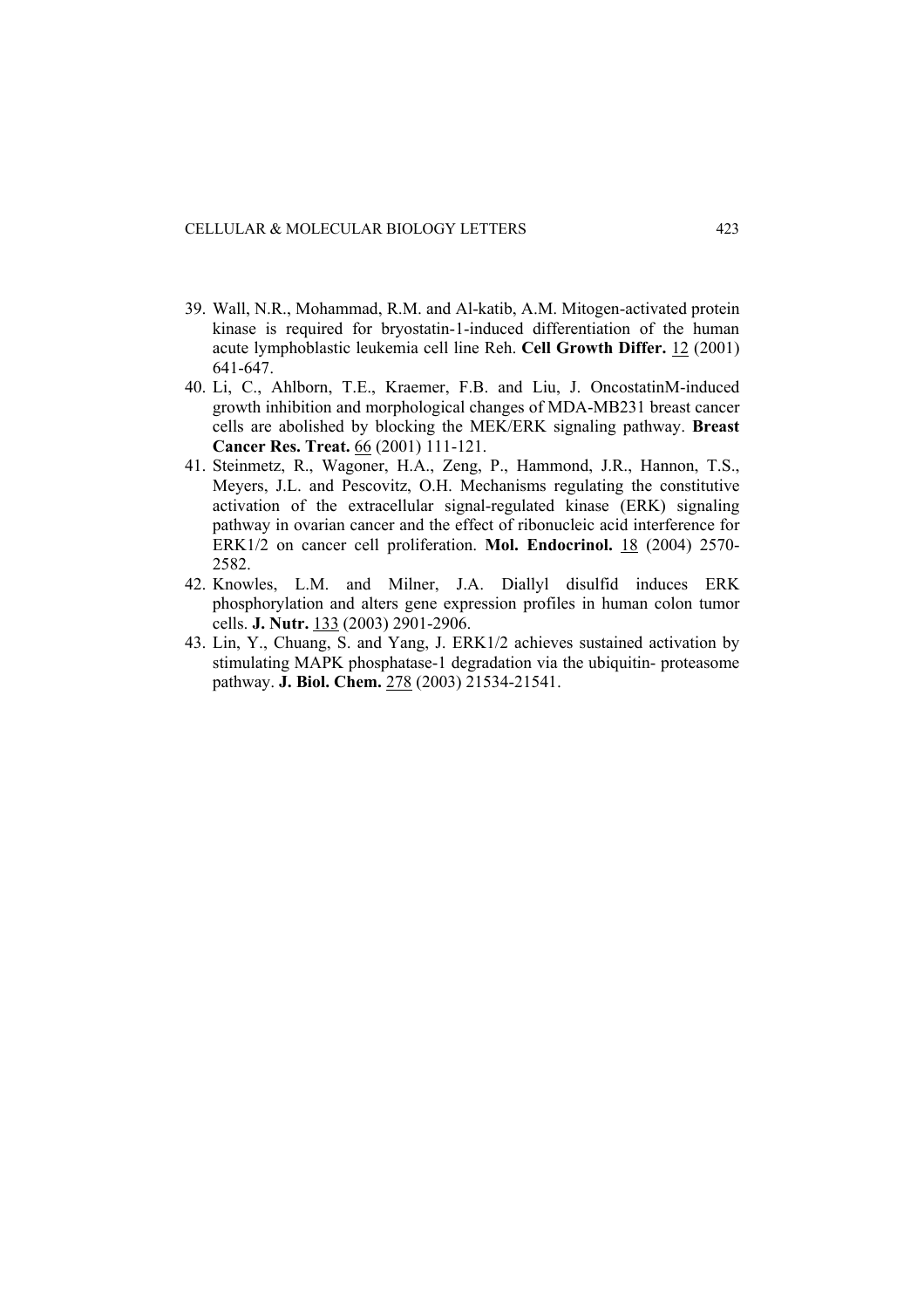39. Wall, N.R., Mohammad, R.M. and Al-katib, A.M. Mitogen-activated protein kinase is required for bryostatin-1-induced differentiation of the human acute lymphoblastic leukemia cell line Reh. **Cell Growth Differ.** 12 (2001) 641-647.
40. Li, C., Ahlborn, T.E., Kraemer, F.B. and Liu, J. OncostatinM-induced growth inhibition and morphological changes of MDA-MB231 breast cancer cells are abolished by blocking the MEK/ERK signaling pathway. **Breast Cancer Res. Treat.** 66 (2001) 111-121.
41. Steinmetz, R., Wagoner, H.A., Zeng, P., Hammond, J.R., Hannon, T.S., Meyers, J.L. and Pescovitz, O.H. Mechanisms regulating the constitutive activation of the extracellular signal-regulated kinase (ERK) signaling pathway in ovarian cancer and the effect of ribonucleic acid interference for ERK1/2 on cancer cell proliferation. **Mol. Endocrinol.** 18 (2004) 2570-2582.
42. Knowles, L.M. and Milner, J.A. Diallyl disulfid induces ERK phosphorylation and alters gene expression profiles in human colon tumor cells. **J. Nutr.** 133 (2003) 2901-2906.
43. Lin, Y., Chuang, S. and Yang, J. ERK1/2 achieves sustained activation by stimulating MAPK phosphatase-1 degradation via the ubiquitin- proteasome pathway. **J. Biol. Chem.** 278 (2003) 21534-21541.